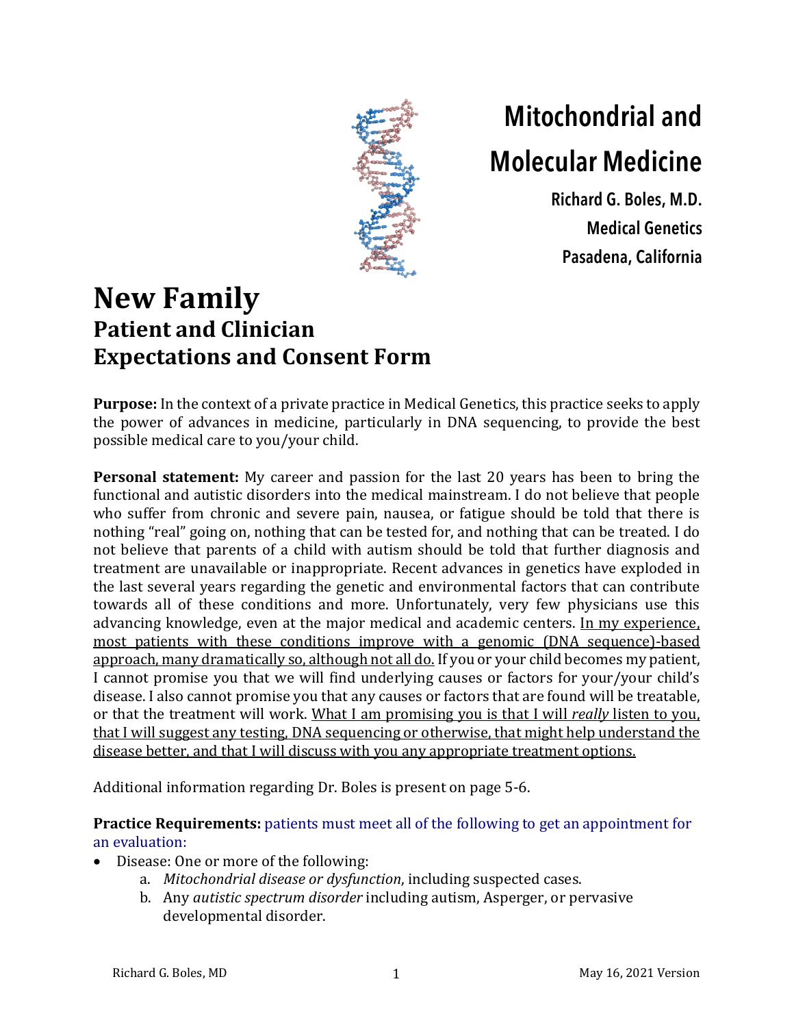# Mitochondrial and Molecular Medicine

**Richard G. Boles, M.D.**
**Medical Genetics**
**Pasadena, California**

# New Family
## Patient and Clinician Expectations and Consent Form

**Purpose:** In the context of a private practice in Medical Genetics, this practice seeks to apply the power of advances in medicine, particularly in DNA sequencing, to provide the best possible medical care to you/your child.

**Personal statement:** My career and passion for the last 20 years has been to bring the functional and autistic disorders into the medical mainstream. I do not believe that people who suffer from chronic and severe pain, nausea, or fatigue should be told that there is nothing "real" going on, nothing that can be tested for, and nothing that can be treated. I do not believe that parents of a child with autism should be told that further diagnosis and treatment are unavailable or inappropriate. Recent advances in genetics have exploded in the last several years regarding the genetic and environmental factors that can contribute towards all of these conditions and more. Unfortunately, very few physicians use this advancing knowledge, even at the major medical and academic centers. In my experience, most patients with these conditions improve with a genomic (DNA sequence)-based approach, many dramatically so, although not all do. If you or your child becomes my patient, I cannot promise you that we will find underlying causes or factors for your/your child's disease. I also cannot promise you that any causes or factors that are found will be treatable, or that the treatment will work. What I am promising you is that I will *really* listen to you, that I will suggest any testing, DNA sequencing or otherwise, that might help understand the disease better, and that I will discuss with you any appropriate treatment options.

Additional information regarding Dr. Boles is present on page 5-6.

**Practice Requirements:** patients must meet all of the following to get an appointment for an evaluation:

- Disease: One or more of the following:
  a. *Mitochondrial disease or dysfunction*, including suspected cases.
  b. Any *autistic spectrum disorder* including autism, Asperger, or pervasive developmental disorder.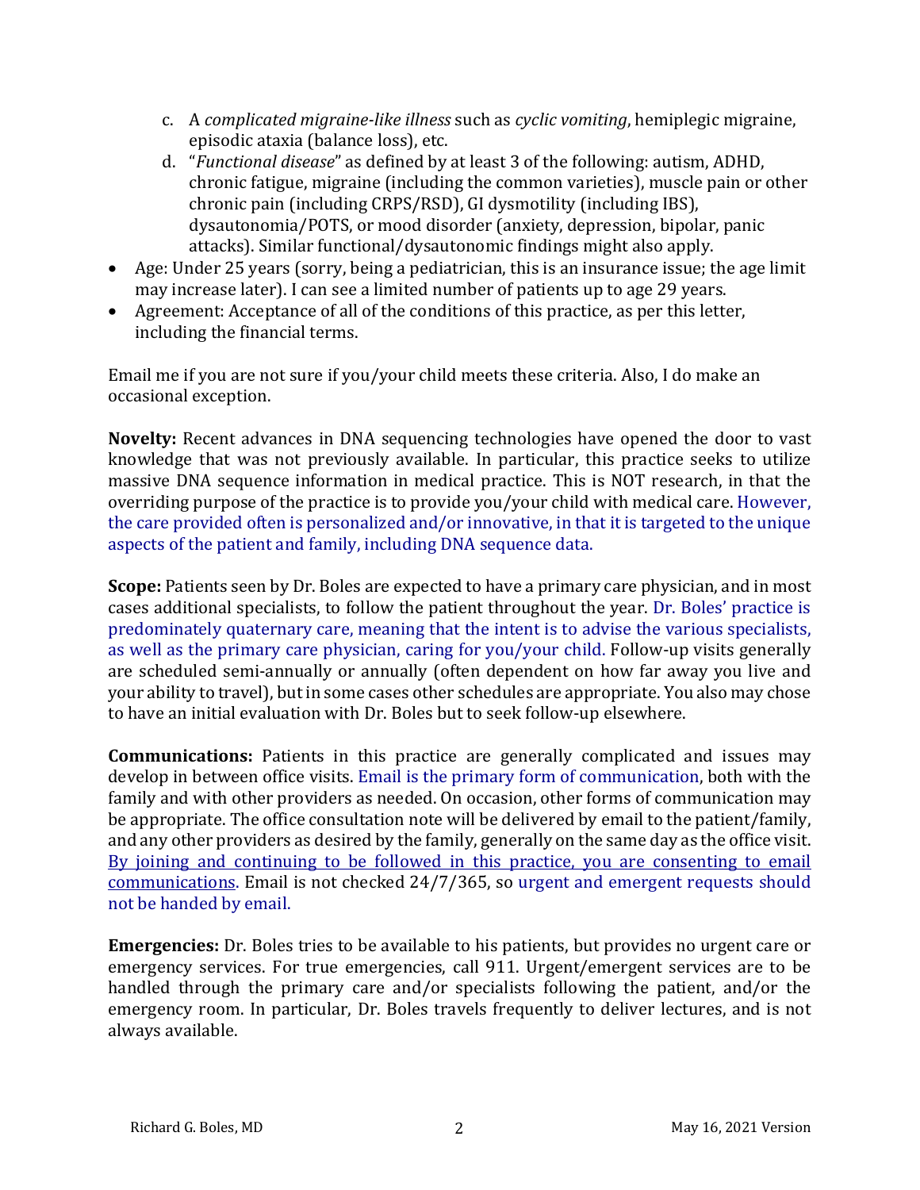c. A *complicated migraine-like illness* such as *cyclic vomiting*, hemiplegic migraine, episodic ataxia (balance loss), etc.
   d. "*Functional disease*" as defined by at least 3 of the following: autism, ADHD, chronic fatigue, migraine (including the common varieties), muscle pain or other chronic pain (including CRPS/RSD), GI dysmotility (including IBS), dysautonomia/POTS, or mood disorder (anxiety, depression, bipolar, panic attacks). Similar functional/dysautonomic findings might also apply.

- Age: Under 25 years (sorry, being a pediatrician, this is an insurance issue; the age limit may increase later). I can see a limited number of patients up to age 29 years.
- Agreement: Acceptance of all of the conditions of this practice, as per this letter, including the financial terms.

Email me if you are not sure if you/your child meets these criteria. Also, I do make an occasional exception.

**Novelty:** Recent advances in DNA sequencing technologies have opened the door to vast knowledge that was not previously available. In particular, this practice seeks to utilize massive DNA sequence information in medical practice. This is NOT research, in that the overriding purpose of the practice is to provide you/your child with medical care. However, the care provided often is personalized and/or innovative, in that it is targeted to the unique aspects of the patient and family, including DNA sequence data.

**Scope:** Patients seen by Dr. Boles are expected to have a primary care physician, and in most cases additional specialists, to follow the patient throughout the year. Dr. Boles' practice is predominately quaternary care, meaning that the intent is to advise the various specialists, as well as the primary care physician, caring for you/your child. Follow-up visits generally are scheduled semi-annually or annually (often dependent on how far away you live and your ability to travel), but in some cases other schedules are appropriate. You also may chose to have an initial evaluation with Dr. Boles but to seek follow-up elsewhere.

**Communications:** Patients in this practice are generally complicated and issues may develop in between office visits. Email is the primary form of communication, both with the family and with other providers as needed. On occasion, other forms of communication may be appropriate. The office consultation note will be delivered by email to the patient/family, and any other providers as desired by the family, generally on the same day as the office visit. By joining and continuing to be followed in this practice, you are consenting to email communications. Email is not checked 24/7/365, so urgent and emergent requests should not be handed by email.

**Emergencies:** Dr. Boles tries to be available to his patients, but provides no urgent care or emergency services. For true emergencies, call 911. Urgent/emergent services are to be handled through the primary care and/or specialists following the patient, and/or the emergency room. In particular, Dr. Boles travels frequently to deliver lectures, and is not always available.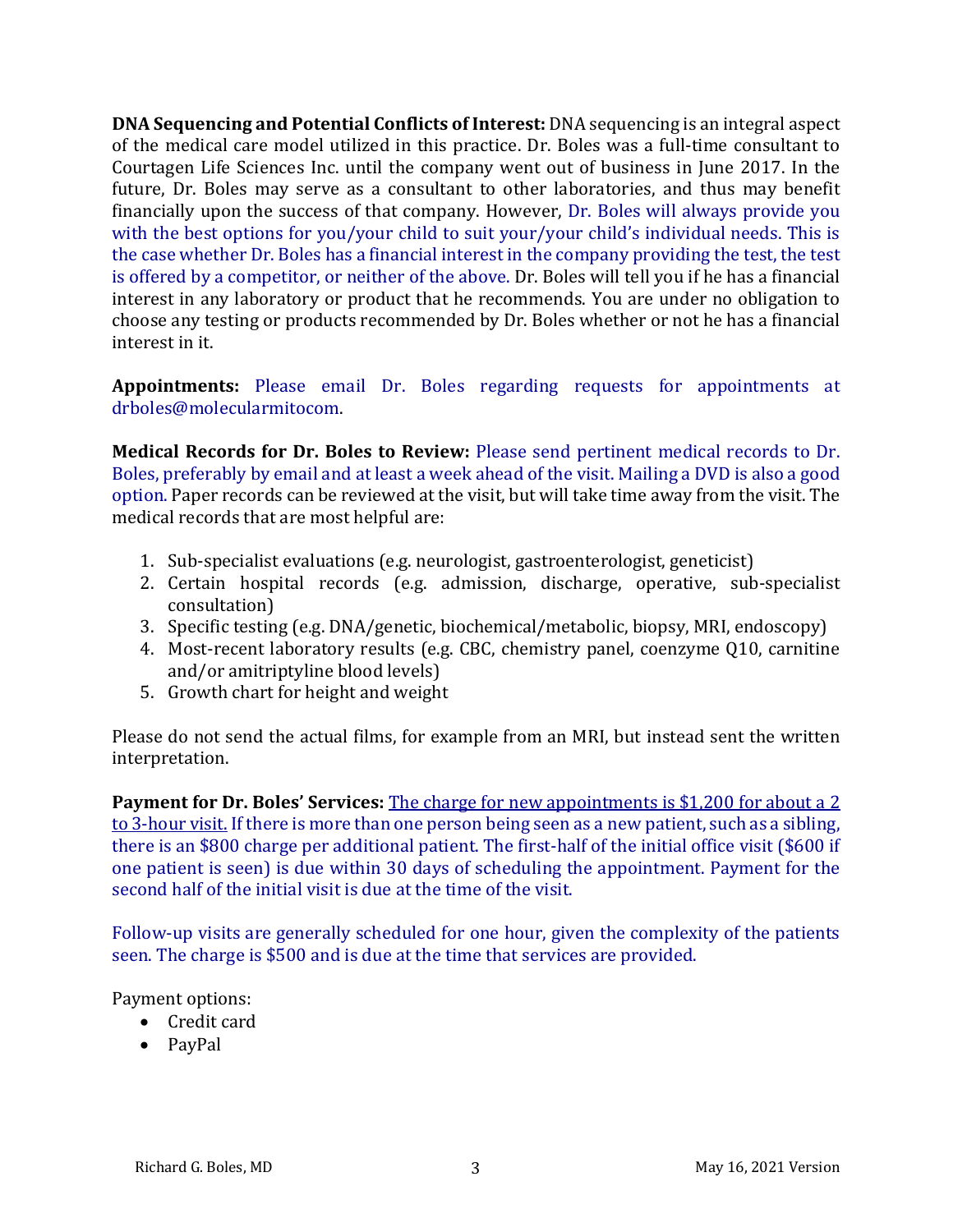**DNA Sequencing and Potential Conflicts of Interest:** DNA sequencing is an integral aspect of the medical care model utilized in this practice. Dr. Boles was a full-time consultant to Courtagen Life Sciences Inc. until the company went out of business in June 2017. In the future, Dr. Boles may serve as a consultant to other laboratories, and thus may benefit financially upon the success of that company. However, Dr. Boles will always provide you with the best options for you/your child to suit your/your child's individual needs. This is the case whether Dr. Boles has a financial interest in the company providing the test, the test is offered by a competitor, or neither of the above. Dr. Boles will tell you if he has a financial interest in any laboratory or product that he recommends. You are under no obligation to choose any testing or products recommended by Dr. Boles whether or not he has a financial interest in it.

**Appointments:** Please email Dr. Boles regarding requests for appointments at drboles@molecularmitocom.

**Medical Records for Dr. Boles to Review:** Please send pertinent medical records to Dr. Boles, preferably by email and at least a week ahead of the visit. Mailing a DVD is also a good option. Paper records can be reviewed at the visit, but will take time away from the visit. The medical records that are most helpful are:

1. Sub-specialist evaluations (e.g. neurologist, gastroenterologist, geneticist)
2. Certain hospital records (e.g. admission, discharge, operative, sub-specialist consultation)
3. Specific testing (e.g. DNA/genetic, biochemical/metabolic, biopsy, MRI, endoscopy)
4. Most-recent laboratory results (e.g. CBC, chemistry panel, coenzyme Q10, carnitine and/or amitriptyline blood levels)
5. Growth chart for height and weight

Please do not send the actual films, for example from an MRI, but instead sent the written interpretation.

**Payment for Dr. Boles' Services:** The charge for new appointments is $1,200 for about a 2 to 3-hour visit. If there is more than one person being seen as a new patient, such as a sibling, there is an $800 charge per additional patient. The first-half of the initial office visit ($600 if one patient is seen) is due within 30 days of scheduling the appointment. Payment for the second half of the initial visit is due at the time of the visit.

Follow-up visits are generally scheduled for one hour, given the complexity of the patients seen. The charge is $500 and is due at the time that services are provided.

Payment options:

- Credit card
- PayPal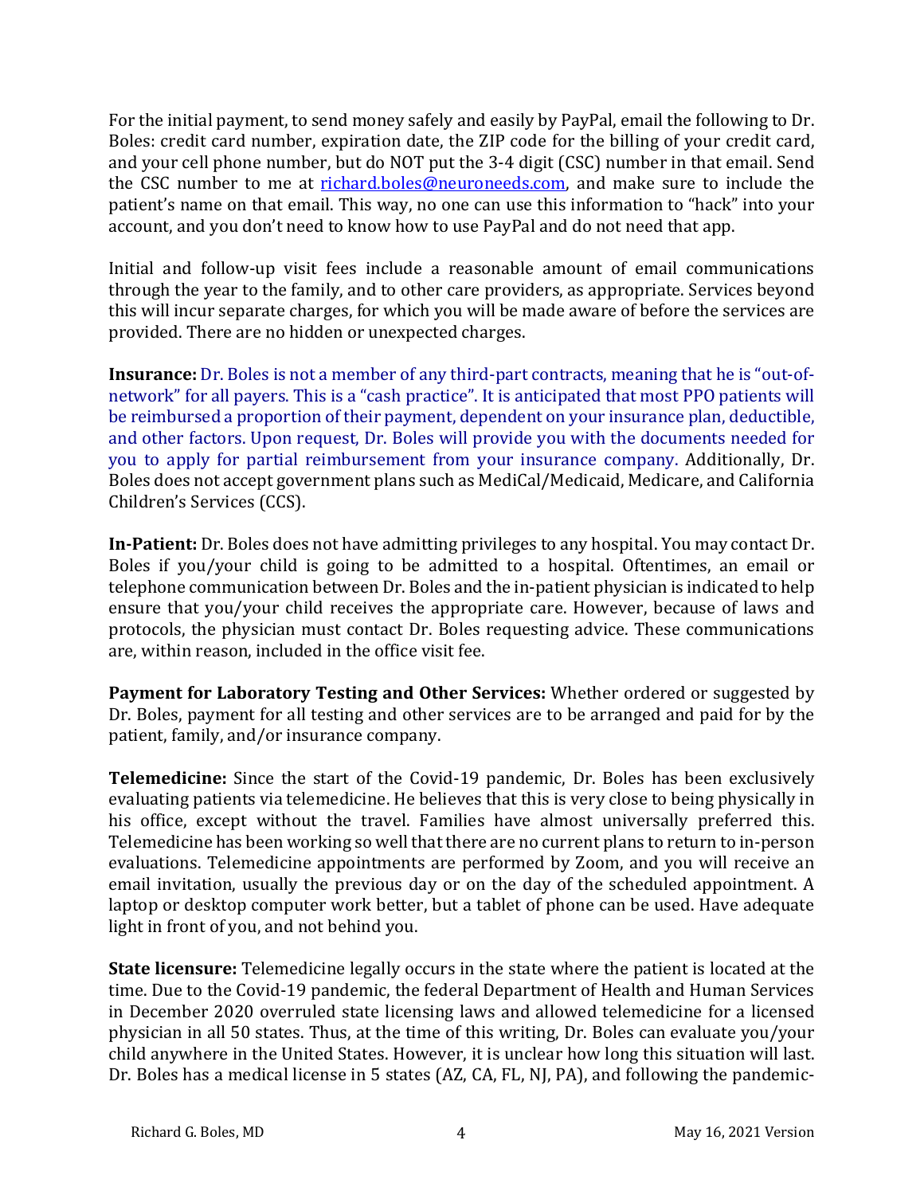For the initial payment, to send money safely and easily by PayPal, email the following to Dr. Boles: credit card number, expiration date, the ZIP code for the billing of your credit card, and your cell phone number, but do NOT put the 3-4 digit (CSC) number in that email. Send the CSC number to me at [richard.boles@neuroneeds.com](mailto:richard.boles@neuroneeds.com), and make sure to include the patient's name on that email. This way, no one can use this information to "hack" into your account, and you don't need to know how to use PayPal and do not need that app.

Initial and follow-up visit fees include a reasonable amount of email communications through the year to the family, and to other care providers, as appropriate. Services beyond this will incur separate charges, for which you will be made aware of before the services are provided. There are no hidden or unexpected charges.

**Insurance:** Dr. Boles is not a member of any third-part contracts, meaning that he is "out-of-network" for all payers. This is a "cash practice". It is anticipated that most PPO patients will be reimbursed a proportion of their payment, dependent on your insurance plan, deductible, and other factors. Upon request, Dr. Boles will provide you with the documents needed for you to apply for partial reimbursement from your insurance company. Additionally, Dr. Boles does not accept government plans such as MediCal/Medicaid, Medicare, and California Children's Services (CCS).

**In-Patient:** Dr. Boles does not have admitting privileges to any hospital. You may contact Dr. Boles if you/your child is going to be admitted to a hospital. Oftentimes, an email or telephone communication between Dr. Boles and the in-patient physician is indicated to help ensure that you/your child receives the appropriate care. However, because of laws and protocols, the physician must contact Dr. Boles requesting advice. These communications are, within reason, included in the office visit fee.

**Payment for Laboratory Testing and Other Services:** Whether ordered or suggested by Dr. Boles, payment for all testing and other services are to be arranged and paid for by the patient, family, and/or insurance company.

**Telemedicine:** Since the start of the Covid-19 pandemic, Dr. Boles has been exclusively evaluating patients via telemedicine. He believes that this is very close to being physically in his office, except without the travel. Families have almost universally preferred this. Telemedicine has been working so well that there are no current plans to return to in-person evaluations. Telemedicine appointments are performed by Zoom, and you will receive an email invitation, usually the previous day or on the day of the scheduled appointment. A laptop or desktop computer work better, but a tablet of phone can be used. Have adequate light in front of you, and not behind you.

**State licensure:** Telemedicine legally occurs in the state where the patient is located at the time. Due to the Covid-19 pandemic, the federal Department of Health and Human Services in December 2020 overruled state licensing laws and allowed telemedicine for a licensed physician in all 50 states. Thus, at the time of this writing, Dr. Boles can evaluate you/your child anywhere in the United States. However, it is unclear how long this situation will last. Dr. Boles has a medical license in 5 states (AZ, CA, FL, NJ, PA), and following the pandemic-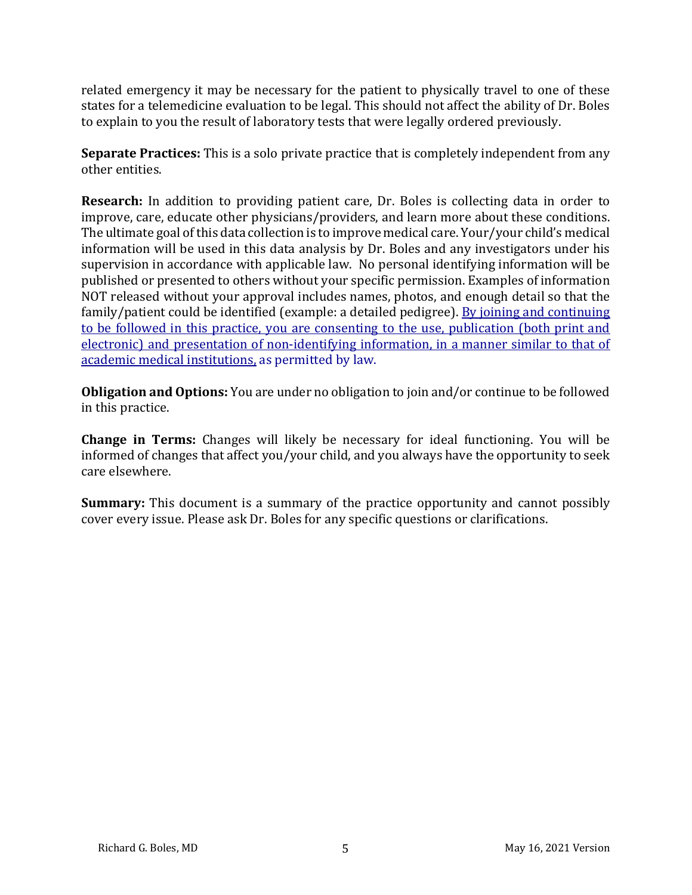related emergency it may be necessary for the patient to physically travel to one of these states for a telemedicine evaluation to be legal. This should not affect the ability of Dr. Boles to explain to you the result of laboratory tests that were legally ordered previously.

**Separate Practices:** This is a solo private practice that is completely independent from any other entities.

**Research:** In addition to providing patient care, Dr. Boles is collecting data in order to improve, care, educate other physicians/providers, and learn more about these conditions. The ultimate goal of this data collection is to improve medical care. Your/your child's medical information will be used in this data analysis by Dr. Boles and any investigators under his supervision in accordance with applicable law. No personal identifying information will be published or presented to others without your specific permission. Examples of information NOT released without your approval includes names, photos, and enough detail so that the family/patient could be identified (example: a detailed pedigree). By joining and continuing to be followed in this practice, you are consenting to the use, publication (both print and electronic) and presentation of non-identifying information, in a manner similar to that of academic medical institutions, as permitted by law.

**Obligation and Options:** You are under no obligation to join and/or continue to be followed in this practice.

**Change in Terms:** Changes will likely be necessary for ideal functioning. You will be informed of changes that affect you/your child, and you always have the opportunity to seek care elsewhere.

**Summary:** This document is a summary of the practice opportunity and cannot possibly cover every issue. Please ask Dr. Boles for any specific questions or clarifications.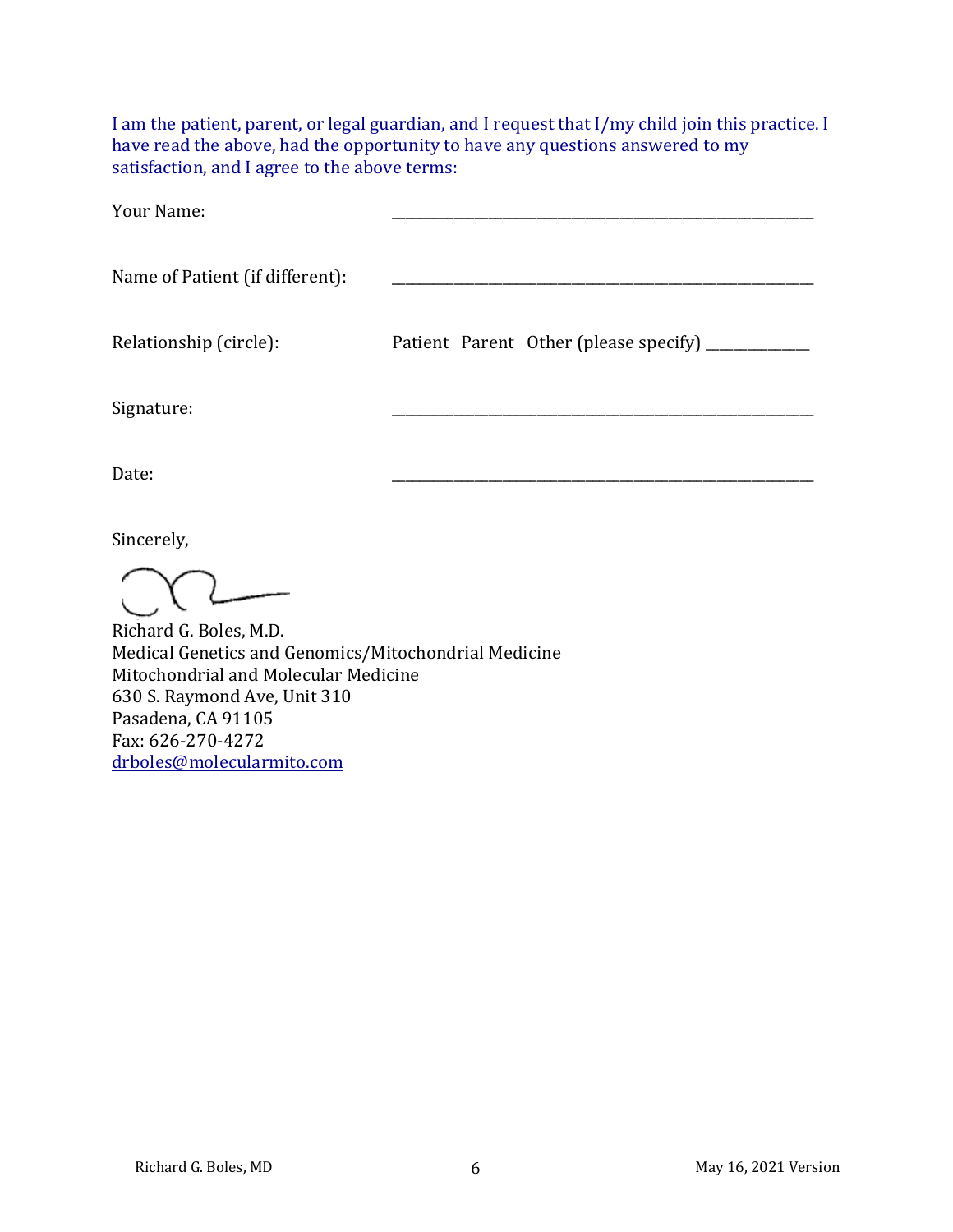I am the patient, parent, or legal guardian, and I request that I/my child join this practice. I have read the above, had the opportunity to have any questions answered to my satisfaction, and I agree to the above terms:

Your Name: ____________________________________________________________

Name of Patient (if different): ____________________________________________________________

Relationship (circle): Patient Parent Other (please specify) ______________

Signature: ____________________________________________________________

Date: ____________________________________________________________

Sincerely,

Richard G. Boles, M.D.
Medical Genetics and Genomics/Mitochondrial Medicine
Mitochondrial and Molecular Medicine
630 S. Raymond Ave, Unit 310
Pasadena, CA 91105
Fax: 626-270-4272
drboles@molecularmito.com